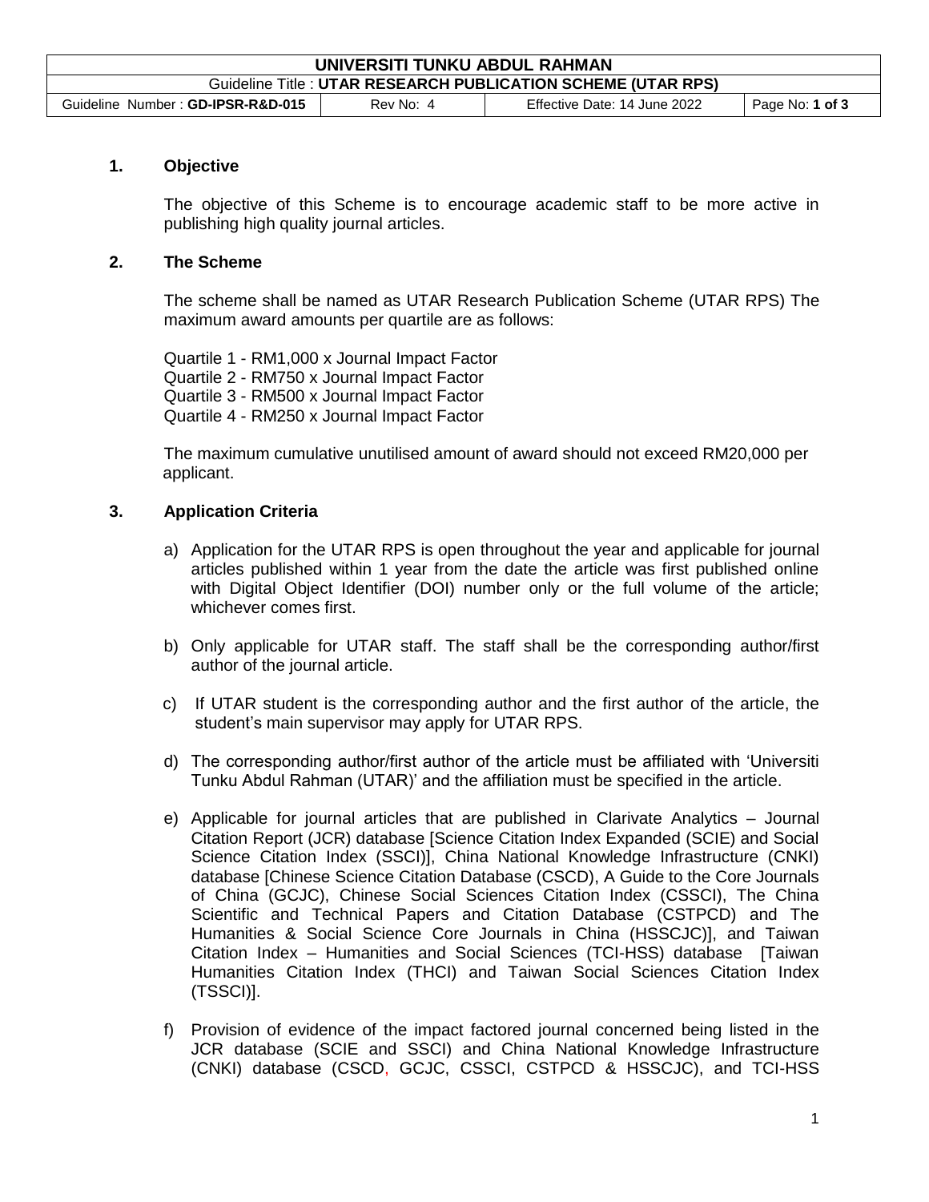## 1. Objective

The objective of this Scheme is to encourage academic staff to be more active in publishing high quality journal articles.

## 2. The Scheme

The scheme shall be named as UTAR Research Publication Scheme (UTAR RPS) The maximum award amounts per quartile are as follows:

Quartile 1 - RM1,000 x Journal Impact Factor
Quartile 2 - RM750 x Journal Impact Factor
Quartile 3 - RM500 x Journal Impact Factor
Quartile 4 - RM250 x Journal Impact Factor

The maximum cumulative unutilised amount of award should not exceed RM20,000 per applicant.

## 3. Application Criteria

a) Application for the UTAR RPS is open throughout the year and applicable for journal articles published within 1 year from the date the article was first published online with Digital Object Identifier (DOI) number only or the full volume of the article; whichever comes first.

b) Only applicable for UTAR staff. The staff shall be the corresponding author/first author of the journal article.

c) If UTAR student is the corresponding author and the first author of the article, the student's main supervisor may apply for UTAR RPS.

d) The corresponding author/first author of the article must be affiliated with 'Universiti Tunku Abdul Rahman (UTAR)' and the affiliation must be specified in the article.

e) Applicable for journal articles that are published in Clarivate Analytics – Journal Citation Report (JCR) database [Science Citation Index Expanded (SCIE) and Social Science Citation Index (SSCI)], China National Knowledge Infrastructure (CNKI) database [Chinese Science Citation Database (CSCD), A Guide to the Core Journals of China (GCJC), Chinese Social Sciences Citation Index (CSSCI), The China Scientific and Technical Papers and Citation Database (CSTPCD) and The Humanities & Social Science Core Journals in China (HSSCJC)], and Taiwan Citation Index – Humanities and Social Sciences (TCI-HSS) database [Taiwan Humanities Citation Index (THCI) and Taiwan Social Sciences Citation Index (TSSCI)].

f) Provision of evidence of the impact factored journal concerned being listed in the JCR database (SCIE and SSCI) and China National Knowledge Infrastructure (CNKI) database (CSCD, GCJC, CSSCI, CSTPCD & HSSCJC), and TCI-HSS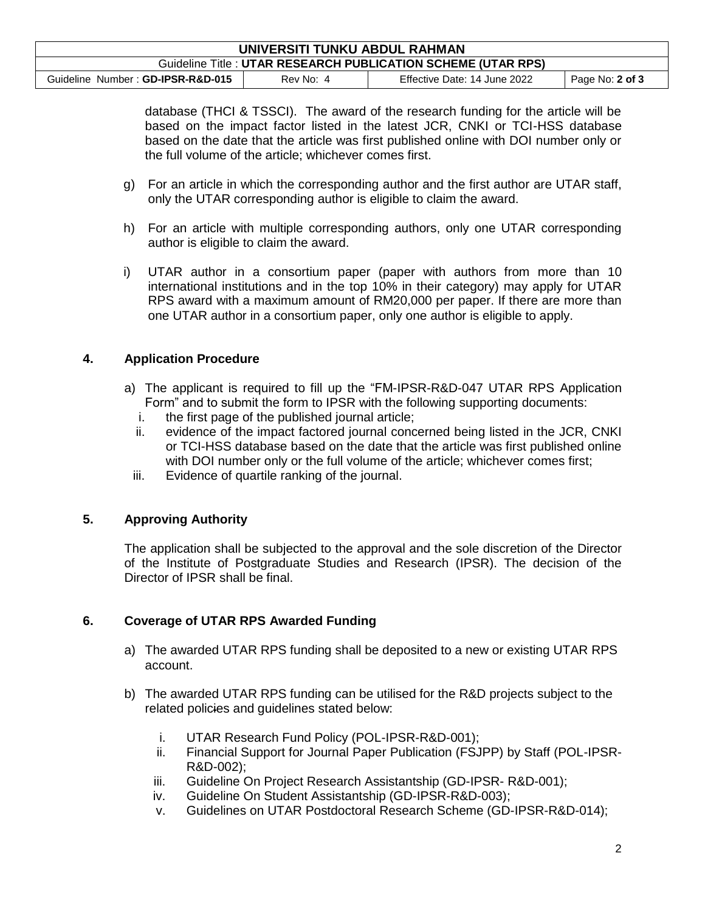database (THCI & TSSCI). The award of the research funding for the article will be based on the impact factor listed in the latest JCR, CNKI or TCI-HSS database based on the date that the article was first published online with DOI number only or the full volume of the article; whichever comes first.

g) For an article in which the corresponding author and the first author are UTAR staff, only the UTAR corresponding author is eligible to claim the award.

h) For an article with multiple corresponding authors, only one UTAR corresponding author is eligible to claim the award.

i) UTAR author in a consortium paper (paper with authors from more than 10 international institutions and in the top 10% in their category) may apply for UTAR RPS award with a maximum amount of RM20,000 per paper. If there are more than one UTAR author in a consortium paper, only one author is eligible to apply.

## 4. Application Procedure

a) The applicant is required to fill up the “FM-IPSR-R&D-047 UTAR RPS Application Form” and to submit the form to IPSR with the following supporting documents:
   i. the first page of the published journal article;
   ii. evidence of the impact factored journal concerned being listed in the JCR, CNKI or TCI-HSS database based on the date that the article was first published online with DOI number only or the full volume of the article; whichever comes first;
   iii. Evidence of quartile ranking of the journal.

## 5. Approving Authority

The application shall be subjected to the approval and the sole discretion of the Director of the Institute of Postgraduate Studies and Research (IPSR). The decision of the Director of IPSR shall be final.

## 6. Coverage of UTAR RPS Awarded Funding

a) The awarded UTAR RPS funding shall be deposited to a new or existing UTAR RPS account.

b) The awarded UTAR RPS funding can be utilised for the R&D projects subject to the related policies and guidelines stated below:

   i. UTAR Research Fund Policy (POL-IPSR-R&D-001);
   ii. Financial Support for Journal Paper Publication (FSJPP) by Staff (POL-IPSR-R&D-002);
   iii. Guideline On Project Research Assistantship (GD-IPSR- R&D-001);
   iv. Guideline On Student Assistantship (GD-IPSR-R&D-003);
   v. Guidelines on UTAR Postdoctoral Research Scheme (GD-IPSR-R&D-014);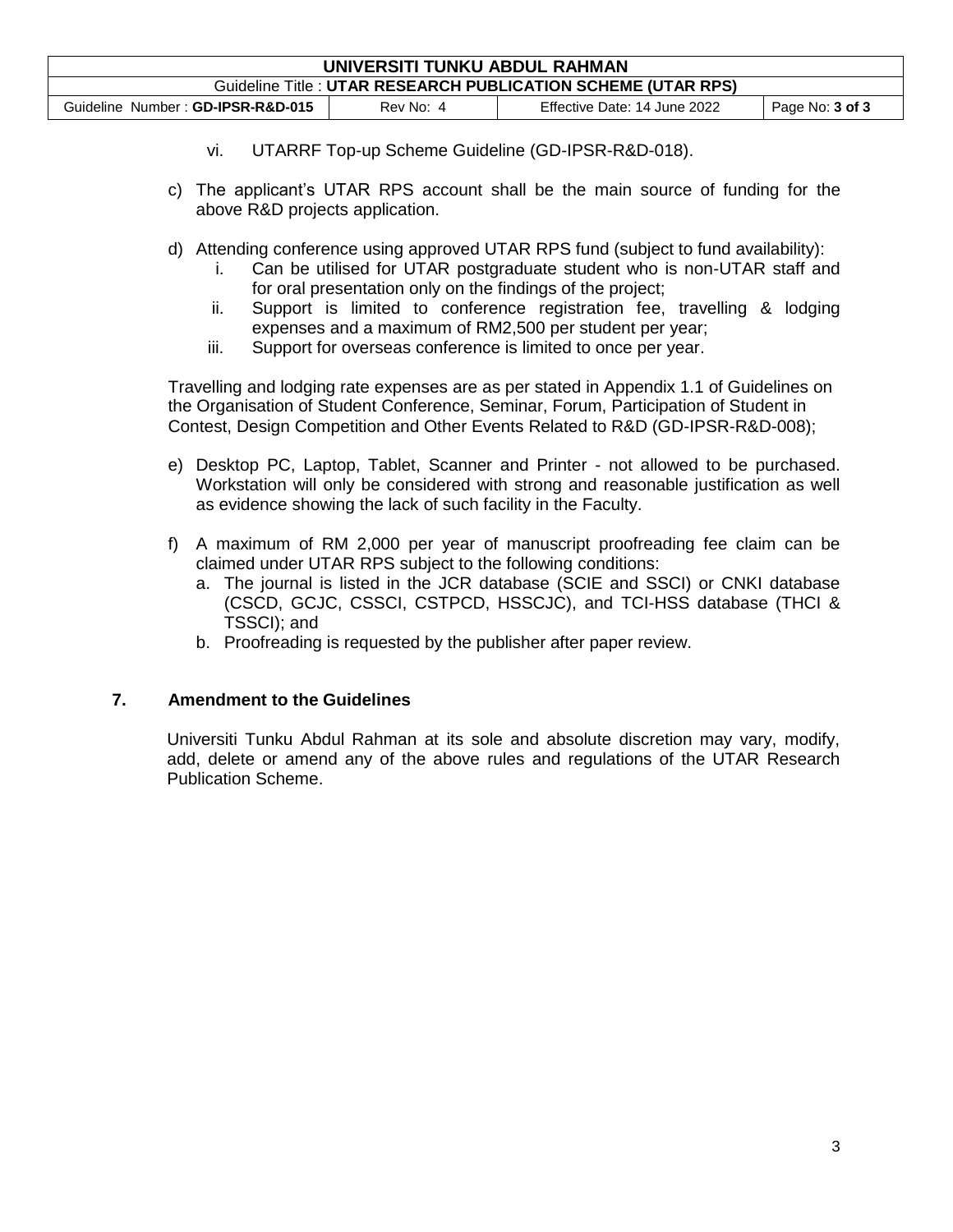vi. UTARRF Top-up Scheme Guideline (GD-IPSR-R&D-018).

c) The applicant's UTAR RPS account shall be the main source of funding for the above R&D projects application.

d) Attending conference using approved UTAR RPS fund (subject to fund availability):
   i. Can be utilised for UTAR postgraduate student who is non-UTAR staff and for oral presentation only on the findings of the project;
   ii. Support is limited to conference registration fee, travelling & lodging expenses and a maximum of RM2,500 per student per year;
   iii. Support for overseas conference is limited to once per year.

Travelling and lodging rate expenses are as per stated in Appendix 1.1 of Guidelines on the Organisation of Student Conference, Seminar, Forum, Participation of Student in Contest, Design Competition and Other Events Related to R&D (GD-IPSR-R&D-008);

e) Desktop PC, Laptop, Tablet, Scanner and Printer - not allowed to be purchased. Workstation will only be considered with strong and reasonable justification as well as evidence showing the lack of such facility in the Faculty.

f) A maximum of RM 2,000 per year of manuscript proofreading fee claim can be claimed under UTAR RPS subject to the following conditions:
   a. The journal is listed in the JCR database (SCIE and SSCI) or CNKI database (CSCD, GCJC, CSSCI, CSTPCD, HSSCJC), and TCI-HSS database (THCI & TSSCI); and
   b. Proofreading is requested by the publisher after paper review.

## 7. Amendment to the Guidelines

Universiti Tunku Abdul Rahman at its sole and absolute discretion may vary, modify, add, delete or amend any of the above rules and regulations of the UTAR Research Publication Scheme.